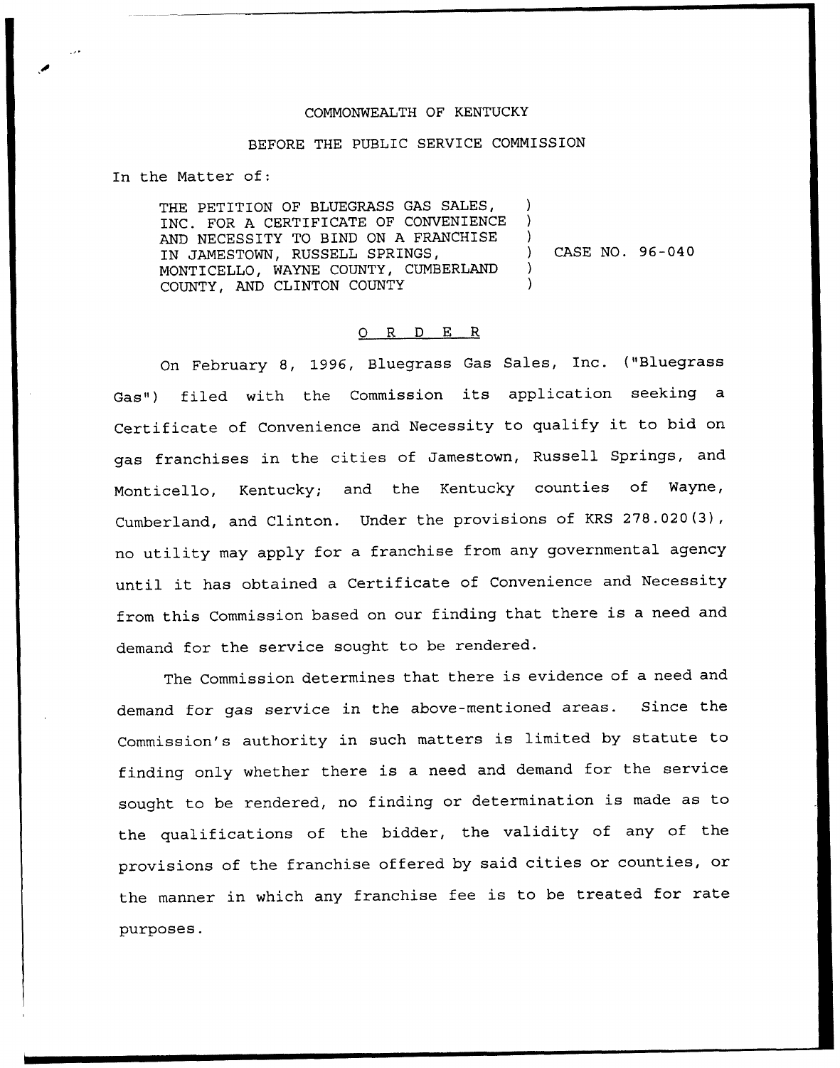COMMONWEALTH OF KENTUCKY

BEFORE THE PUBLIC SERVICE COMMISSION

In the Matter of:

THE PETITION OF BLUEGRASS GAS SALES, INC. FOR A CERTIFICATE OF CONVENIENCE AND NECESSITY TO BIND ON A FRANCHISE IN JAMESTOWN, RUSSELL SPRINGS, MONTICELLO, WAYNE COUNTY, CUMBERLAND COUNTY, AND CLINTON COUNTY ) CASE NO. 96-040

# O R D E R

On February 8, 1996, Bluegrass Gas Sales, Inc. ("Bluegrass Gas") filed with the Commission its application seeking a Certificate of Convenience and Necessity to qualify it to bid on gas franchises in the cities of Jamestown, Russell Springs, and Monticello, Kentucky; and the Kentucky counties of Wayne, Cumberland, and Clinton. Under the provisions of KRS 278.020(3), no utility may apply for a franchise from any governmental agency until it has obtained a Certificate of Convenience and Necessity from this Commission based on our finding that there is a need and demand for the service sought to be rendered.

The Commission determines that there is evidence of a need and demand for gas service in the above-mentioned areas. Since the Commission's authority in such matters is limited by statute to finding only whether there is a need and demand for the service sought to be rendered, no finding or determination is made as to the qualifications of the bidder, the validity of any of the provisions of the franchise offered by said cities or counties, or the manner in which any franchise fee is to be treated for rate purposes.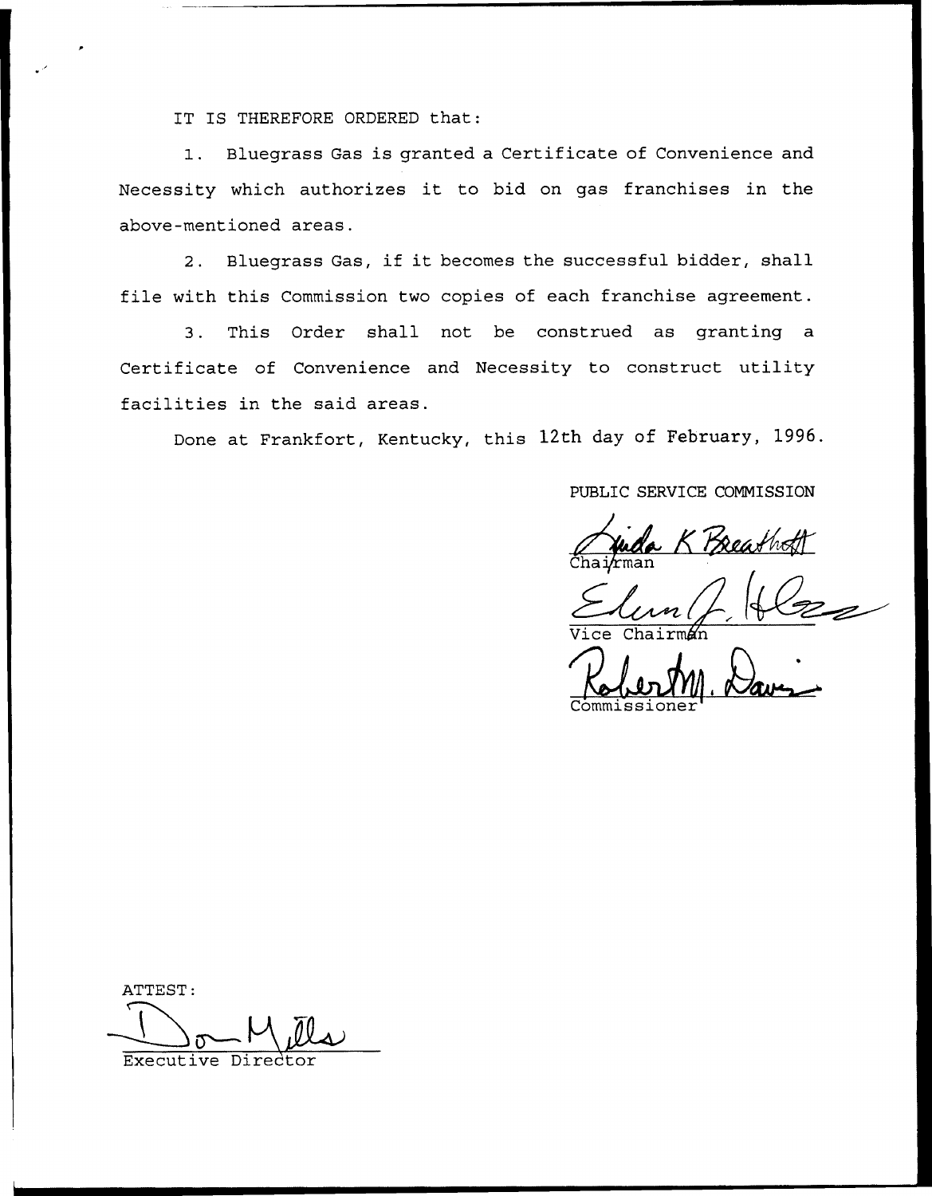IT IS THEREFORE ORDERED that:

1. Bluegrass Gas is granted a Certificate of Convenience and Necessity which authorizes it to bid on gas franchises in the above-mentioned areas.

2. Bluegrass Gas, if it becomes the successful bidder, shall file with this Commission two copies of each franchise agreement.

3. This Order shall not be construed as granting a Certificate of Convenience and Necessity to construct utility facilities in the said areas.

Done at Frankfort, Kentucky, this 12th day of February, 1996.

PUBLIC SERVICE COMMISSION

Linda K Breathitt
Chairman

Edward J. Holmes
Vice Chairman

Robert M. Davis
Commissioner

ATTEST:

Don Mills
Executive Director